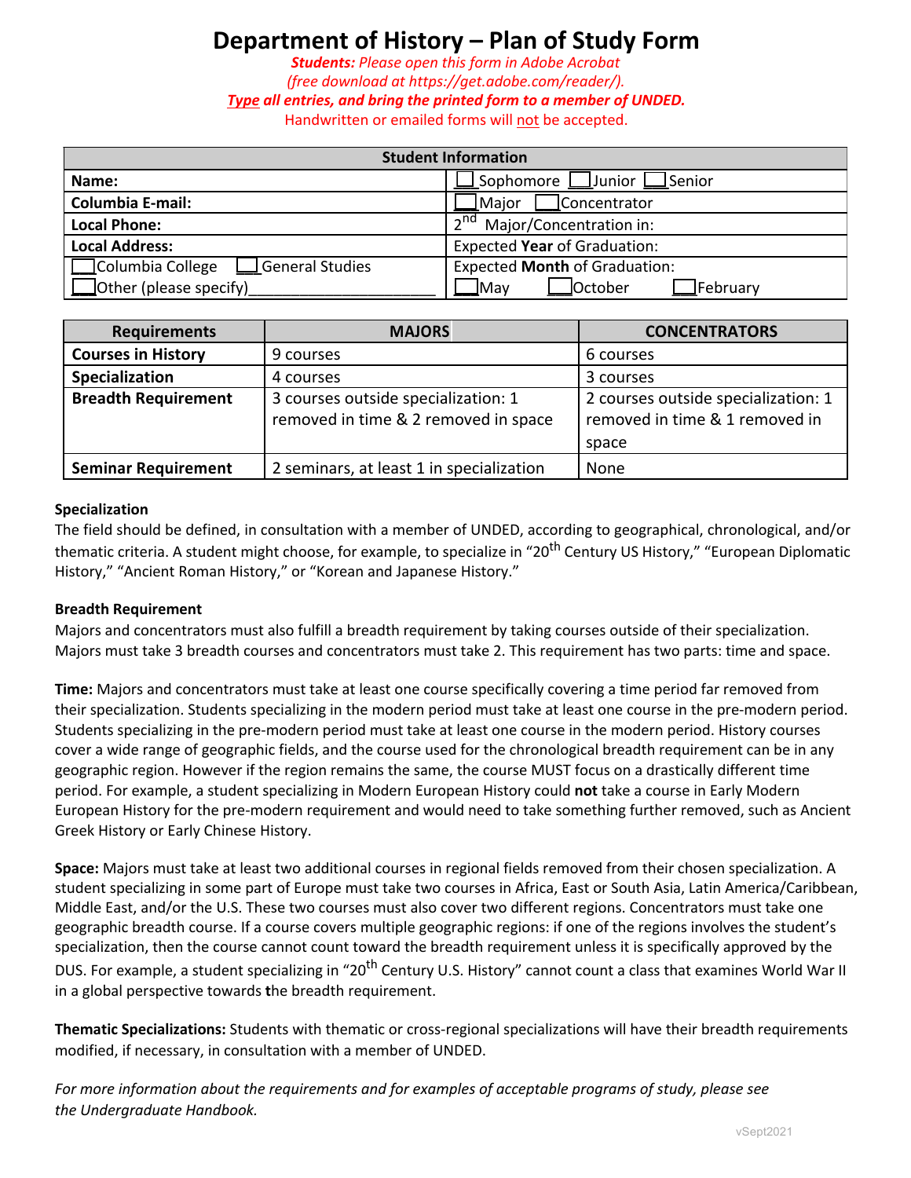# Department of History – Plan of Study Form

*Students: Please open this form in Adobe Acrobat (free download at https://get.adobe.com/reader/).*
***Type** all entries, and bring the printed form to a member of UNDED.*
Handwritten or emailed forms will not be accepted.

| Student Information | |
|---|---|
| **Name:** | ☐ Sophomore ☐ Junior ☐ Senior |
| **Columbia E-mail:** | ☐ Major ☐ Concentrator |
| **Local Phone:** | 2nd Major/Concentration in: |
| **Local Address:** | Expected **Year** of Graduation: |
| ☐ Columbia College ☐ General Studies<br>☐ Other (please specify)_____________________ | Expected **Month** of Graduation:<br>☐ May ☐ October ☐ February |

| Requirements | MAJORS | CONCENTRATORS |
|---|---|---|
| **Courses in History** | 9 courses | 6 courses |
| **Specialization** | 4 courses | 3 courses |
| **Breadth Requirement** | 3 courses outside specialization: 1 removed in time & 2 removed in space | 2 courses outside specialization: 1 removed in time & 1 removed in space |
| **Seminar Requirement** | 2 seminars, at least 1 in specialization | None |

**Specialization**
The field should be defined, in consultation with a member of UNDED, according to geographical, chronological, and/or thematic criteria. A student might choose, for example, to specialize in "20th Century US History," "European Diplomatic History," "Ancient Roman History," or "Korean and Japanese History."

**Breadth Requirement**
Majors and concentrators must also fulfill a breadth requirement by taking courses outside of their specialization. Majors must take 3 breadth courses and concentrators must take 2. This requirement has two parts: time and space.

**Time:** Majors and concentrators must take at least one course specifically covering a time period far removed from their specialization. Students specializing in the modern period must take at least one course in the pre-modern period. Students specializing in the pre-modern period must take at least one course in the modern period. History courses cover a wide range of geographic fields, and the course used for the chronological breadth requirement can be in any geographic region. However if the region remains the same, the course MUST focus on a drastically different time period. For example, a student specializing in Modern European History could **not** take a course in Early Modern European History for the pre-modern requirement and would need to take something further removed, such as Ancient Greek History or Early Chinese History.

**Space:** Majors must take at least two additional courses in regional fields removed from their chosen specialization. A student specializing in some part of Europe must take two courses in Africa, East or South Asia, Latin America/Caribbean, Middle East, and/or the U.S. These two courses must also cover two different regions. Concentrators must take one geographic breadth course. If a course covers multiple geographic regions: if one of the regions involves the student's specialization, then the course cannot count toward the breadth requirement unless it is specifically approved by the DUS. For example, a student specializing in "20th Century U.S. History" cannot count a class that examines World War II in a global perspective towards the breadth requirement.

**Thematic Specializations:** Students with thematic or cross-regional specializations will have their breadth requirements modified, if necessary, in consultation with a member of UNDED.

*For more information about the requirements and for examples of acceptable programs of study, please see the Undergraduate Handbook.*

vSept2021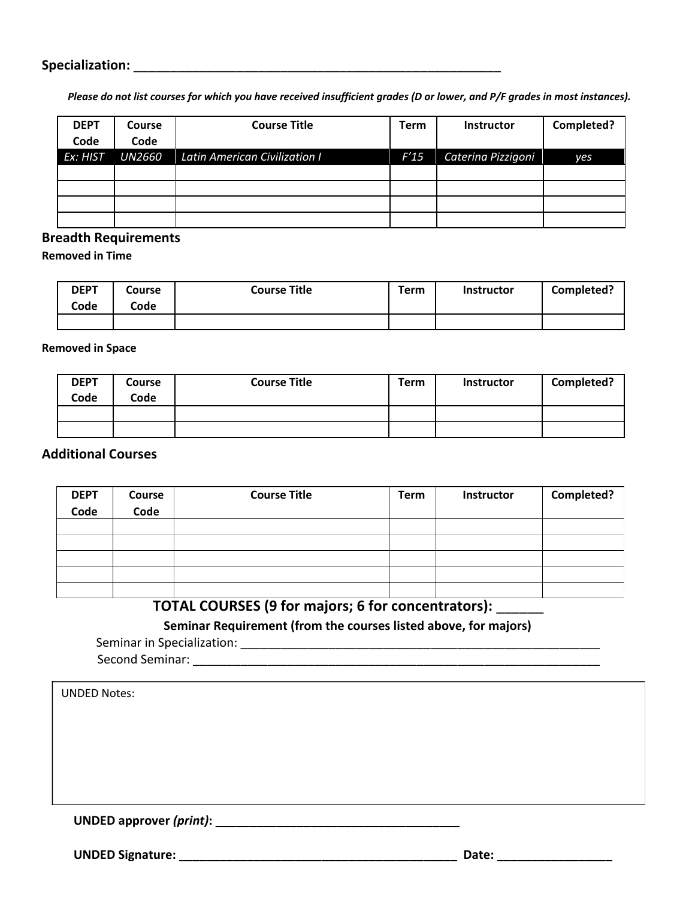**Specialization:** ______________________________________________________

***Please do not list courses for which you have received insufficient grades (D or lower, and P/F grades in most instances).***

| DEPT Code | Course Code | Course Title | Term | Instructor | Completed? |
|---|---|---|---|---|---|
| *Ex: HIST* | *UN2660* | *Latin American Civilization I* | *F'15* | *Caterina Pizzigoni* | *yes* |
| | | | | | |
| | | | | | |
| | | | | | |
| | | | | | |

## Breadth Requirements

**Removed in Time**

| DEPT Code | Course Code | Course Title | Term | Instructor | Completed? |
|---|---|---|---|---|---|
| | | | | | |

**Removed in Space**

| DEPT Code | Course Code | Course Title | Term | Instructor | Completed? |
|---|---|---|---|---|---|
| | | | | | |
| | | | | | |

## Additional Courses

| DEPT Code | Course Code | Course Title | Term | Instructor | Completed? |
|---|---|---|---|---|---|
| | | | | | |
| | | | | | |
| | | | | | |
| | | | | | |
| | | | | | |

**TOTAL COURSES (9 for majors; 6 for concentrators):** ______

**Seminar Requirement (from the courses listed above, for majors)**

Seminar in Specialization: ________________________________________________________

Second Seminar: ________________________________________________________________

UNDED Notes:

**UNDED approver *(print)*: ______________________________________**

**UNDED Signature: ___________________________________________ Date: _________________**